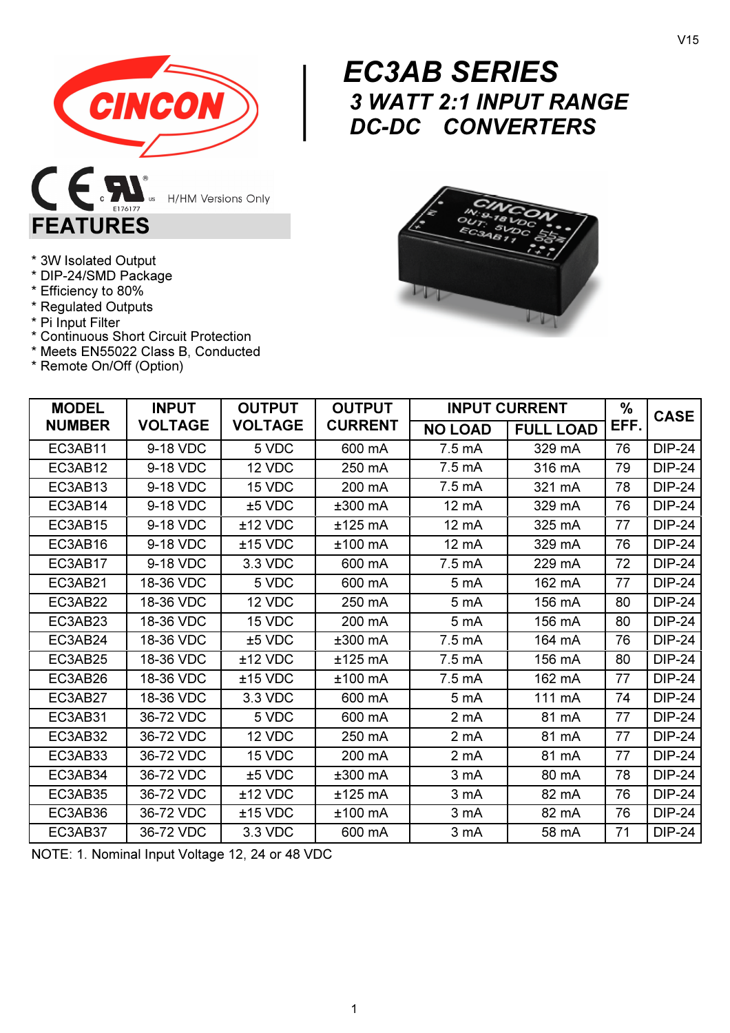V15

# EC3AB SERIES

## 3 WATT 2:1 INPUT RANGE DC-DC CONVERTERS

H/HM Versions Only

## FEATURES

* 3W Isolated Output
* DIP-24/SMD Package
* Efficiency to 80%
* Regulated Outputs
* Pi Input Filter
* Continuous Short Circuit Protection
* Meets EN55022 Class B, Conducted
* Remote On/Off (Option)

| MODEL NUMBER | INPUT VOLTAGE | OUTPUT VOLTAGE | OUTPUT CURRENT | INPUT CURRENT | | % EFF. | CASE |
|---|---|---|---|---|---|---|---|
| | | | | NO LOAD | FULL LOAD | | |
| EC3AB11 | 9-18 VDC | 5 VDC | 600 mA | 7.5 mA | 329 mA | 76 | DIP-24 |
| EC3AB12 | 9-18 VDC | 12 VDC | 250 mA | 7.5 mA | 316 mA | 79 | DIP-24 |
| EC3AB13 | 9-18 VDC | 15 VDC | 200 mA | 7.5 mA | 321 mA | 78 | DIP-24 |
| EC3AB14 | 9-18 VDC | ±5 VDC | ±300 mA | 12 mA | 329 mA | 76 | DIP-24 |
| EC3AB15 | 9-18 VDC | ±12 VDC | ±125 mA | 12 mA | 325 mA | 77 | DIP-24 |
| EC3AB16 | 9-18 VDC | ±15 VDC | ±100 mA | 12 mA | 329 mA | 76 | DIP-24 |
| EC3AB17 | 9-18 VDC | 3.3 VDC | 600 mA | 7.5 mA | 229 mA | 72 | DIP-24 |
| EC3AB21 | 18-36 VDC | 5 VDC | 600 mA | 5 mA | 162 mA | 77 | DIP-24 |
| EC3AB22 | 18-36 VDC | 12 VDC | 250 mA | 5 mA | 156 mA | 80 | DIP-24 |
| EC3AB23 | 18-36 VDC | 15 VDC | 200 mA | 5 mA | 156 mA | 80 | DIP-24 |
| EC3AB24 | 18-36 VDC | ±5 VDC | ±300 mA | 7.5 mA | 164 mA | 76 | DIP-24 |
| EC3AB25 | 18-36 VDC | ±12 VDC | ±125 mA | 7.5 mA | 156 mA | 80 | DIP-24 |
| EC3AB26 | 18-36 VDC | ±15 VDC | ±100 mA | 7.5 mA | 162 mA | 77 | DIP-24 |
| EC3AB27 | 18-36 VDC | 3.3 VDC | 600 mA | 5 mA | 111 mA | 74 | DIP-24 |
| EC3AB31 | 36-72 VDC | 5 VDC | 600 mA | 2 mA | 81 mA | 77 | DIP-24 |
| EC3AB32 | 36-72 VDC | 12 VDC | 250 mA | 2 mA | 81 mA | 77 | DIP-24 |
| EC3AB33 | 36-72 VDC | 15 VDC | 200 mA | 2 mA | 81 mA | 77 | DIP-24 |
| EC3AB34 | 36-72 VDC | ±5 VDC | ±300 mA | 3 mA | 80 mA | 78 | DIP-24 |
| EC3AB35 | 36-72 VDC | ±12 VDC | ±125 mA | 3 mA | 82 mA | 76 | DIP-24 |
| EC3AB36 | 36-72 VDC | ±15 VDC | ±100 mA | 3 mA | 82 mA | 76 | DIP-24 |
| EC3AB37 | 36-72 VDC | 3.3 VDC | 600 mA | 3 mA | 58 mA | 71 | DIP-24 |

NOTE: 1. Nominal Input Voltage 12, 24 or 48 VDC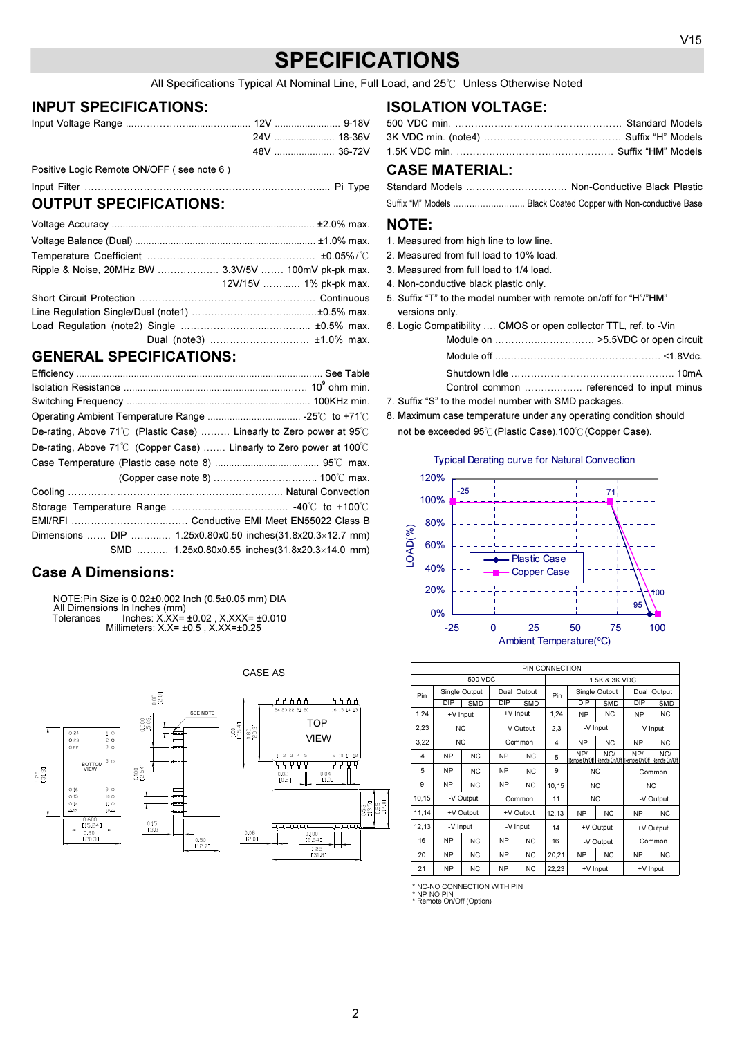# SPECIFICATIONS

All Specifications Typical At Nominal Line, Full Load, and 25℃ Unless Otherwise Noted

## INPUT SPECIFICATIONS:

Input Voltage Range ........................................ 12V ........................ 9-18V
24V ..................... 18-36V
48V ..................... 36-72V

Positive Logic Remote ON/OFF ( see note 6 )

Input Filter ........................................................................ Pi Type

## OUTPUT SPECIFICATIONS:

Voltage Accuracy ........................................................................ ±2.0% max.

Voltage Balance (Dual) ................................................................ ±1.0% max.

Temperature Coefficient ................................................... ±0.05%/℃

Ripple & Noise, 20MHz BW .................. 3.3V/5V ....... 100mV pk-pk max.
12V/15V ........... 1% pk-pk max.

Short Circuit Protection ..................................................... Continuous

Line Regulation Single/Dual (note1) ........................................±0.5% max.

Load Regulation (note2) Single ........................................ ±0.5% max.
Dual (note3) .............................. ±1.0% max.

## GENERAL SPECIFICATIONS:

Efficiency ......................................................................................... See Table

Isolation Resistance ................................................................ $10^9$ ohm min.

Switching Frequency .................................................................. 100KHz min.

Operating Ambient Temperature Range ................................. -25℃ to +71℃

De-rating, Above 71℃ (Plastic Case) ......... Linearly to Zero power at 95℃

De-rating, Above 71℃ (Copper Case) ....... Linearly to Zero power at 100℃

Case Temperature (Plastic case note 8) ..................................... 95℃ max.
(Copper case note 8) ................................ 100℃ max.

Cooling ...................................................................... Natural Convection

Storage Temperature Range ............................................ -40℃ to +100℃

EMI/RFI .................................... Conductive EMI Meet EN55022 Class B

Dimensions ...... DIP ............ 1.25x0.80x0.50 inches(31.8x20.3×12.7 mm)
SMD .......... 1.25x0.80x0.55 inches(31.8x20.3×14.0 mm)

## Case A Dimensions:

NOTE:Pin Size is 0.02±0.002 Inch (0.5±0.05 mm) DIA
All Dimensions In Inches (mm)
Tolerances Inches: X.XX= ±0.02 , X.XXX= ±0.010
Millimeters: X.X= ±0.5 , X.XX=±0.25

CASE AS

BOTTOM VIEW

SEE NOTE

TOP VIEW

## ISOLATION VOLTAGE:

500 VDC min. ..................................................... Standard Models

3K VDC min. (note4) ......................................... Suffix "H" Models

1.5K VDC min. ............................................... Suffix "HM" Models

## CASE MATERIAL:

Standard Models .............................. Non-Conductive Black Plastic

Suffix "M" Models .......................... Black Coated Copper with Non-conductive Base

## NOTE:

1. Measured from high line to low line.
2. Measured from full load to 10% load.
3. Measured from full load to 1/4 load.
4. Non-conductive black plastic only.
5. Suffix "T" to the model number with remote on/off for "H"/"HM" versions only.
6. Logic Compatibility .... CMOS or open collector TTL, ref. to -Vin
   Module on .............................. >5.5VDC or open circuit
   Module off ................................................ <1.8Vdc.
   Shutdown Idle ................................................ 10mA
   Control common ................. referenced to input minus
7. Suffix "S" to the model number with SMD packages.
8. Maximum case temperature under any operating condition should not be exceeded 95℃(Plastic Case),100℃(Copper Case).

Typical Derating curve for Natural Convection

LOAD(%)
120%
100%
80%
60%
40%
20%
0%
-25
71
100
95
Plastic Case
Copper Case
-25 0 25 50 75 100
Ambient Temperature(°C)

| PIN CONNECTION | | | | | | | | | |
|---|---|---|---|---|---|---|---|---|---|
| 500 VDC | | | | | 1.5K & 3K VDC | | | | |
| Pin | Single Output | | Dual Output | | Pin | Single Output | | Dual Output | |
| | DIP | SMD | DIP | SMD | | DIP | SMD | DIP | SMD |
| 1,24 | +V Input | | +V Input | | 1,24 | NP | NC | NP | NC |
| 2,23 | NC | | -V Output | | 2,3 | -V Input | | -V Input | |
| 3,22 | NC | | Common | | 4 | NP | NC | NP | NC |
| 4 | NP | NC | NP | NC | 5 | NP/ Remote On/Off | NC/ Remote On/Off | NP/ Remote On/Off | NC/ Remote On/Off |
| 5 | NP | NC | NP | NC | 9 | NC | | Common | |
| 9 | NP | NC | NP | NC | 10,15 | NC | | NC | |
| 10,15 | -V Output | | Common | | 11 | NC | | -V Output | |
| 11,14 | +V Output | | +V Output | | 12,13 | NP | NC | NP | NC |
| 12,13 | -V Input | | -V Input | | 14 | +V Output | | +V Output | |
| 16 | NP | NC | NP | NC | 16 | -V Output | | Common | |
| 20 | NP | NC | NP | NC | 20,21 | NP | NC | NP | NC |
| 21 | NP | NC | NP | NC | 22,23 | +V Input | | +V Input | |

* NC-NO CONNECTION WITH PIN
* NP-NO PIN
* Remote On/Off (Option)